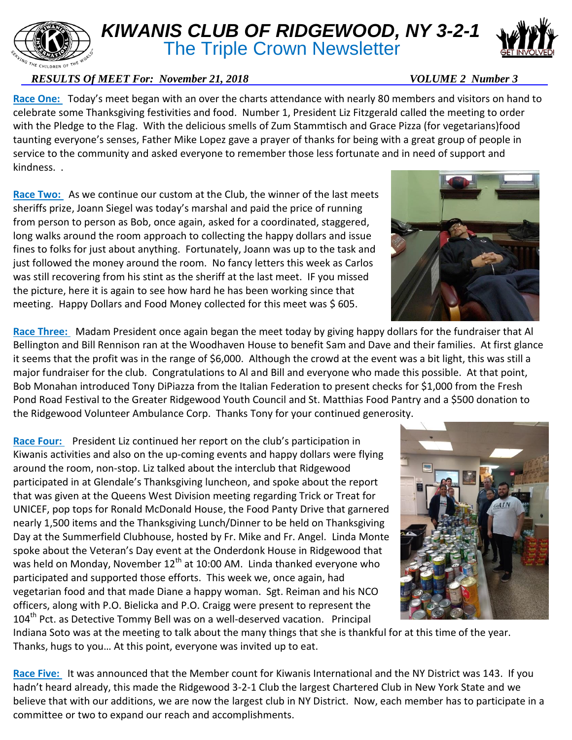# KIWANIS CLUB OF RIDGEWOOD, NY 3-2-1

## The Triple Crown Newsletter

***RESULTS Of MEET For: November 21, 2018*** ***VOLUME 2 Number 3***

**Race One:** Today's meet began with an over the charts attendance with nearly 80 members and visitors on hand to celebrate some Thanksgiving festivities and food. Number 1, President Liz Fitzgerald called the meeting to order with the Pledge to the Flag. With the delicious smells of Zum Stammtisch and Grace Pizza (for vegetarians)food taunting everyone's senses, Father Mike Lopez gave a prayer of thanks for being with a great group of people in service to the community and asked everyone to remember those less fortunate and in need of support and kindness. .

**Race Two:** As we continue our custom at the Club, the winner of the last meets sheriffs prize, Joann Siegel was today's marshal and paid the price of running from person to person as Bob, once again, asked for a coordinated, staggered, long walks around the room approach to collecting the happy dollars and issue fines to folks for just about anything. Fortunately, Joann was up to the task and just followed the money around the room. No fancy letters this week as Carlos was still recovering from his stint as the sheriff at the last meet. IF you missed the picture, here it is again to see how hard he has been working since that meeting. Happy Dollars and Food Money collected for this meet was $ 605.

**Race Three:** Madam President once again began the meet today by giving happy dollars for the fundraiser that Al Bellington and Bill Rennison ran at the Woodhaven House to benefit Sam and Dave and their families. At first glance it seems that the profit was in the range of $6,000. Although the crowd at the event was a bit light, this was still a major fundraiser for the club. Congratulations to Al and Bill and everyone who made this possible. At that point, Bob Monahan introduced Tony DiPiazza from the Italian Federation to present checks for $1,000 from the Fresh Pond Road Festival to the Greater Ridgewood Youth Council and St. Matthias Food Pantry and a $500 donation to the Ridgewood Volunteer Ambulance Corp. Thanks Tony for your continued generosity.

**Race Four:** President Liz continued her report on the club's participation in Kiwanis activities and also on the up-coming events and happy dollars were flying around the room, non-stop. Liz talked about the interclub that Ridgewood participated in at Glendale's Thanksgiving luncheon, and spoke about the report that was given at the Queens West Division meeting regarding Trick or Treat for UNICEF, pop tops for Ronald McDonald House, the Food Panty Drive that garnered nearly 1,500 items and the Thanksgiving Lunch/Dinner to be held on Thanksgiving Day at the Summerfield Clubhouse, hosted by Fr. Mike and Fr. Angel. Linda Monte spoke about the Veteran's Day event at the Onderdonk House in Ridgewood that was held on Monday, November 12th at 10:00 AM. Linda thanked everyone who participated and supported those efforts. This week we, once again, had vegetarian food and that made Diane a happy woman. Sgt. Reiman and his NCO officers, along with P.O. Bielicka and P.O. Craigg were present to represent the 104th Pct. as Detective Tommy Bell was on a well-deserved vacation. Principal Indiana Soto was at the meeting to talk about the many things that she is thankful for at this time of the year. Thanks, hugs to you… At this point, everyone was invited up to eat.

**Race Five:** It was announced that the Member count for Kiwanis International and the NY District was 143. If you hadn't heard already, this made the Ridgewood 3-2-1 Club the largest Chartered Club in New York State and we believe that with our additions, we are now the largest club in NY District. Now, each member has to participate in a committee or two to expand our reach and accomplishments.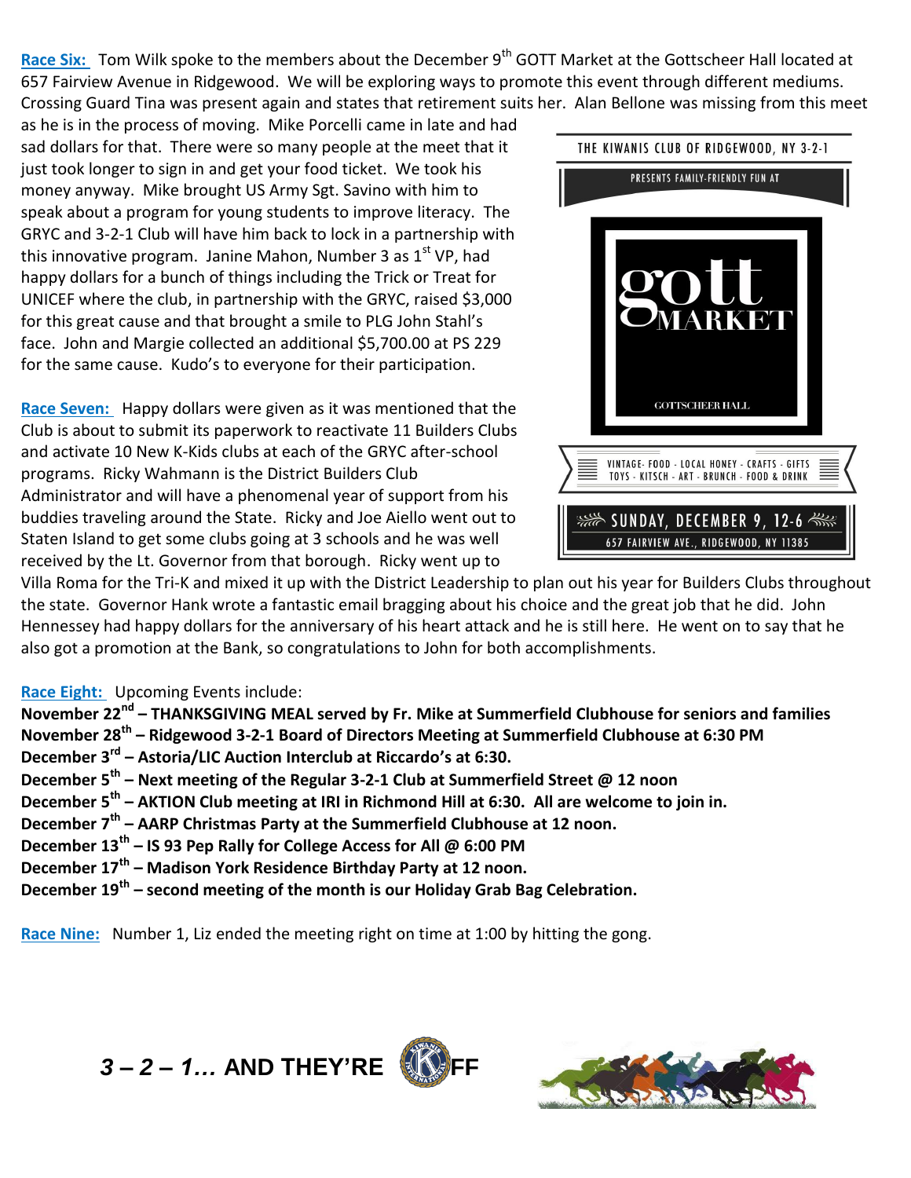**Race Six:** Tom Wilk spoke to the members about the December 9th GOTT Market at the Gottscheer Hall located at 657 Fairview Avenue in Ridgewood. We will be exploring ways to promote this event through different mediums. Crossing Guard Tina was present again and states that retirement suits her. Alan Bellone was missing from this meet as he is in the process of moving. Mike Porcelli came in late and had sad dollars for that. There were so many people at the meet that it just took longer to sign in and get your food ticket. We took his money anyway. Mike brought US Army Sgt. Savino with him to speak about a program for young students to improve literacy. The GRYC and 3-2-1 Club will have him back to lock in a partnership with this innovative program. Janine Mahon, Number 3 as 1st VP, had happy dollars for a bunch of things including the Trick or Treat for UNICEF where the club, in partnership with the GRYC, raised $3,000 for this great cause and that brought a smile to PLG John Stahl's face. John and Margie collected an additional $5,700.00 at PS 229 for the same cause. Kudo's to everyone for their participation.

THE KIWANIS CLUB OF RIDGEWOOD, NY 3-2-1

PRESENTS FAMILY-FRIENDLY FUN AT

gott MARKET

GOTTSCHEER HALL

VINTAGE- FOOD - LOCAL HONEY - CRAFTS - GIFTS
TOYS - KITSCH - ART - BRUNCH - FOOD & DRINK

SUNDAY, DECEMBER 9, 12-6

657 FAIRVIEW AVE., RIDGEWOOD, NY 11385

**Race Seven:** Happy dollars were given as it was mentioned that the Club is about to submit its paperwork to reactivate 11 Builders Clubs and activate 10 New K-Kids clubs at each of the GRYC after-school programs. Ricky Wahmann is the District Builders Club Administrator and will have a phenomenal year of support from his buddies traveling around the State. Ricky and Joe Aiello went out to Staten Island to get some clubs going at 3 schools and he was well received by the Lt. Governor from that borough. Ricky went up to Villa Roma for the Tri-K and mixed it up with the District Leadership to plan out his year for Builders Clubs throughout the state. Governor Hank wrote a fantastic email bragging about his choice and the great job that he did. John Hennessey had happy dollars for the anniversary of his heart attack and he is still here. He went on to say that he also got a promotion at the Bank, so congratulations to John for both accomplishments.

**Race Eight:** Upcoming Events include:

**November 22nd – THANKSGIVING MEAL served by Fr. Mike at Summerfield Clubhouse for seniors and families**
**November 28th – Ridgewood 3-2-1 Board of Directors Meeting at Summerfield Clubhouse at 6:30 PM**
**December 3rd – Astoria/LIC Auction Interclub at Riccardo's at 6:30.**
**December 5th – Next meeting of the Regular 3-2-1 Club at Summerfield Street @ 12 noon**
**December 5th – AKTION Club meeting at IRI in Richmond Hill at 6:30. All are welcome to join in.**
**December 7th – AARP Christmas Party at the Summerfield Clubhouse at 12 noon.**
**December 13th – IS 93 Pep Rally for College Access for All @ 6:00 PM**
**December 17th – Madison York Residence Birthday Party at 12 noon.**
**December 19th – second meeting of the month is our Holiday Grab Bag Celebration.**

**Race Nine:** Number 1, Liz ended the meeting right on time at 1:00 by hitting the gong.

***3 – 2 – 1…* AND THEY'RE OFF**